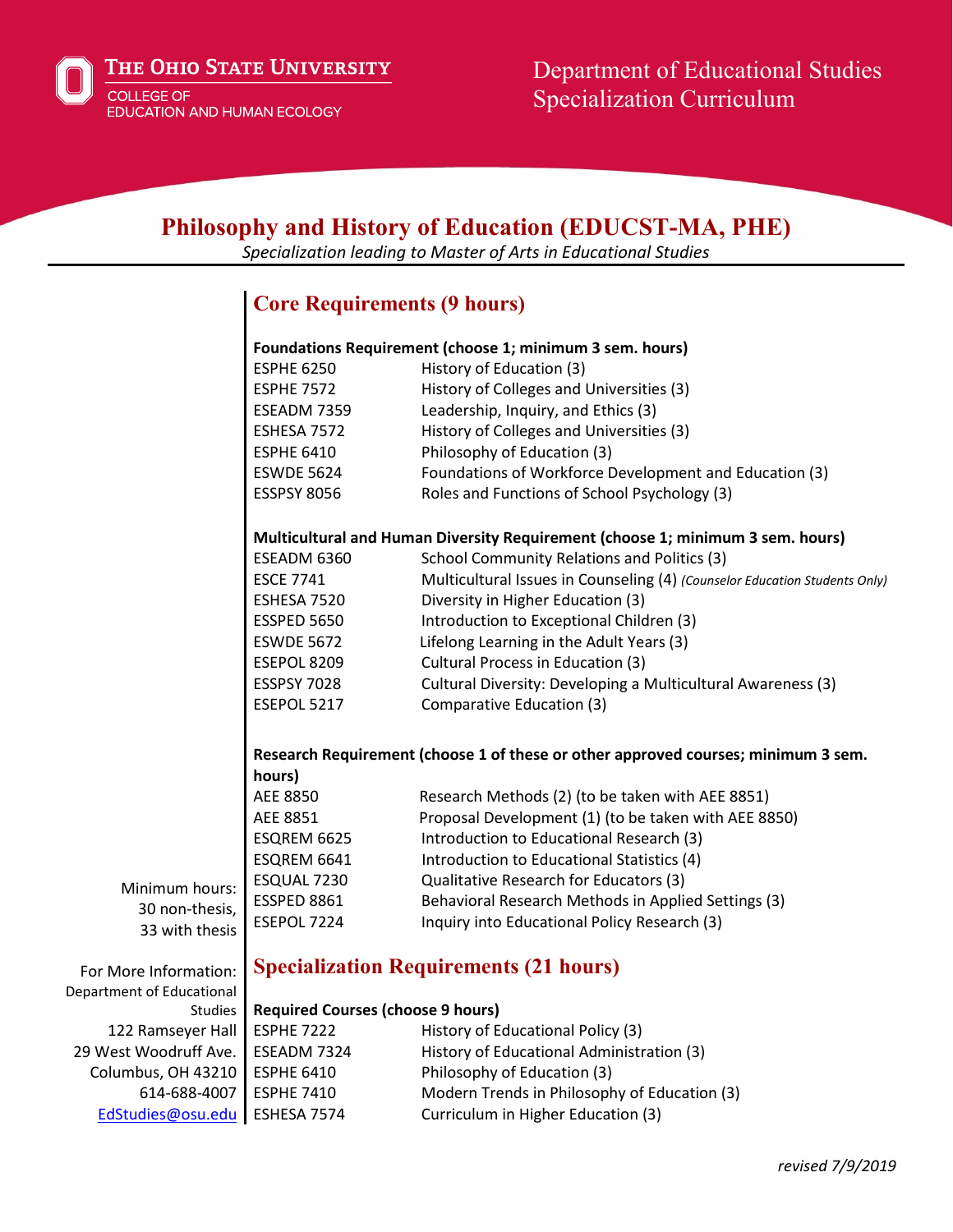The Ohio State University
College of Education and Human Ecology

Department of Educational Studies
Specialization Curriculum

# Philosophy and History of Education (EDUCST-MA, PHE)

*Specialization leading to Master of Arts in Educational Studies*

Minimum hours:
30 non-thesis,
33 with thesis

For More Information:
Department of Educational Studies
122 Ramseyer Hall
29 West Woodruff Ave.
Columbus, OH 43210
614-688-4007
EdStudies@osu.edu

## Core Requirements (9 hours)

**Foundations Requirement (choose 1; minimum 3 sem. hours)**

| | |
|---|---|
| ESPHE 6250 | History of Education (3) |
| ESPHE 7572 | History of Colleges and Universities (3) |
| ESEADM 7359 | Leadership, Inquiry, and Ethics (3) |
| ESHESA 7572 | History of Colleges and Universities (3) |
| ESPHE 6410 | Philosophy of Education (3) |
| ESWDE 5624 | Foundations of Workforce Development and Education (3) |
| ESSPSY 8056 | Roles and Functions of School Psychology (3) |

**Multicultural and Human Diversity Requirement (choose 1; minimum 3 sem. hours)**

| | |
|---|---|
| ESEADM 6360 | School Community Relations and Politics (3) |
| ESCE 7741 | Multicultural Issues in Counseling (4) *(Counselor Education Students Only)* |
| ESHESA 7520 | Diversity in Higher Education (3) |
| ESSPED 5650 | Introduction to Exceptional Children (3) |
| ESWDE 5672 | Lifelong Learning in the Adult Years (3) |
| ESEPOL 8209 | Cultural Process in Education (3) |
| ESSPSY 7028 | Cultural Diversity: Developing a Multicultural Awareness (3) |
| ESEPOL 5217 | Comparative Education (3) |

**Research Requirement (choose 1 of these or other approved courses; minimum 3 sem. hours)**

| | |
|---|---|
| AEE 8850 | Research Methods (2) (to be taken with AEE 8851) |
| AEE 8851 | Proposal Development (1) (to be taken with AEE 8850) |
| ESQREM 6625 | Introduction to Educational Research (3) |
| ESQREM 6641 | Introduction to Educational Statistics (4) |
| ESQUAL 7230 | Qualitative Research for Educators (3) |
| ESSPED 8861 | Behavioral Research Methods in Applied Settings (3) |
| ESEPOL 7224 | Inquiry into Educational Policy Research (3) |

## Specialization Requirements (21 hours)

**Required Courses (choose 9 hours)**

| | |
|---|---|
| ESPHE 7222 | History of Educational Policy (3) |
| ESEADM 7324 | History of Educational Administration (3) |
| ESPHE 6410 | Philosophy of Education (3) |
| ESPHE 7410 | Modern Trends in Philosophy of Education (3) |
| ESHESA 7574 | Curriculum in Higher Education (3) |

*revised 7/9/2019*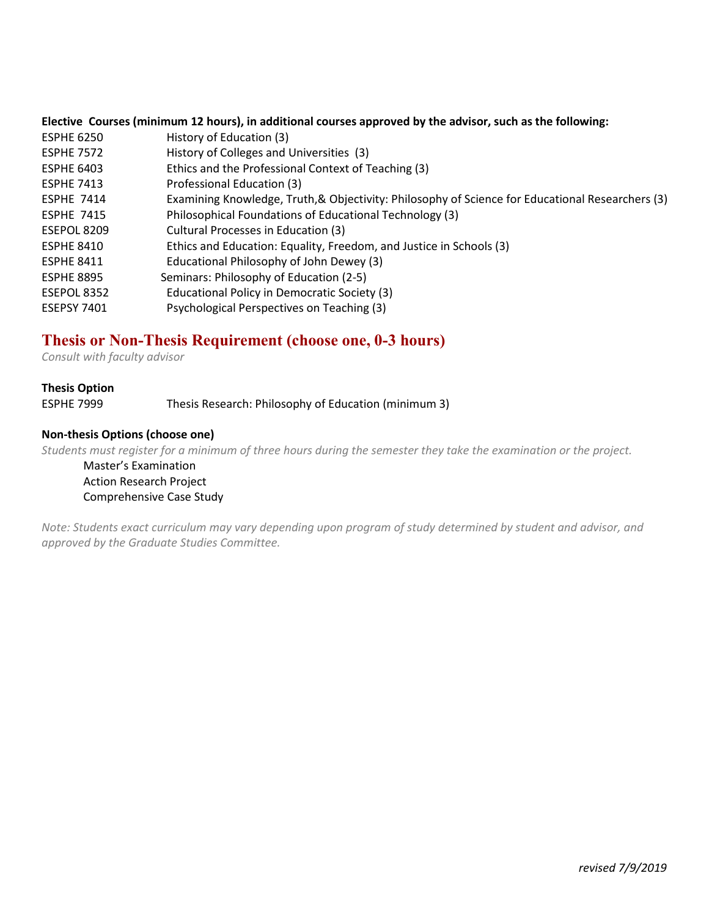**Elective Courses (minimum 12 hours), in additional courses approved by the advisor, such as the following:**

| | |
|---|---|
| ESPHE 6250 | History of Education (3) |
| ESPHE 7572 | History of Colleges and Universities (3) |
| ESPHE 6403 | Ethics and the Professional Context of Teaching (3) |
| ESPHE 7413 | Professional Education (3) |
| ESPHE 7414 | Examining Knowledge, Truth,& Objectivity: Philosophy of Science for Educational Researchers (3) |
| ESPHE 7415 | Philosophical Foundations of Educational Technology (3) |
| ESEPOL 8209 | Cultural Processes in Education (3) |
| ESPHE 8410 | Ethics and Education: Equality, Freedom, and Justice in Schools (3) |
| ESPHE 8411 | Educational Philosophy of John Dewey (3) |
| ESPHE 8895 | Seminars: Philosophy of Education (2-5) |
| ESEPOL 8352 | Educational Policy in Democratic Society (3) |
| ESEPSY 7401 | Psychological Perspectives on Teaching (3) |

## Thesis or Non-Thesis Requirement (choose one, 0-3 hours)

*Consult with faculty advisor*

**Thesis Option**

ESPHE 7999 Thesis Research: Philosophy of Education (minimum 3)

**Non-thesis Options (choose one)**

*Students must register for a minimum of three hours during the semester they take the examination or the project.*

- Master's Examination
- Action Research Project
- Comprehensive Case Study

*Note: Students exact curriculum may vary depending upon program of study determined by student and advisor, and approved by the Graduate Studies Committee.*

*revised 7/9/2019*